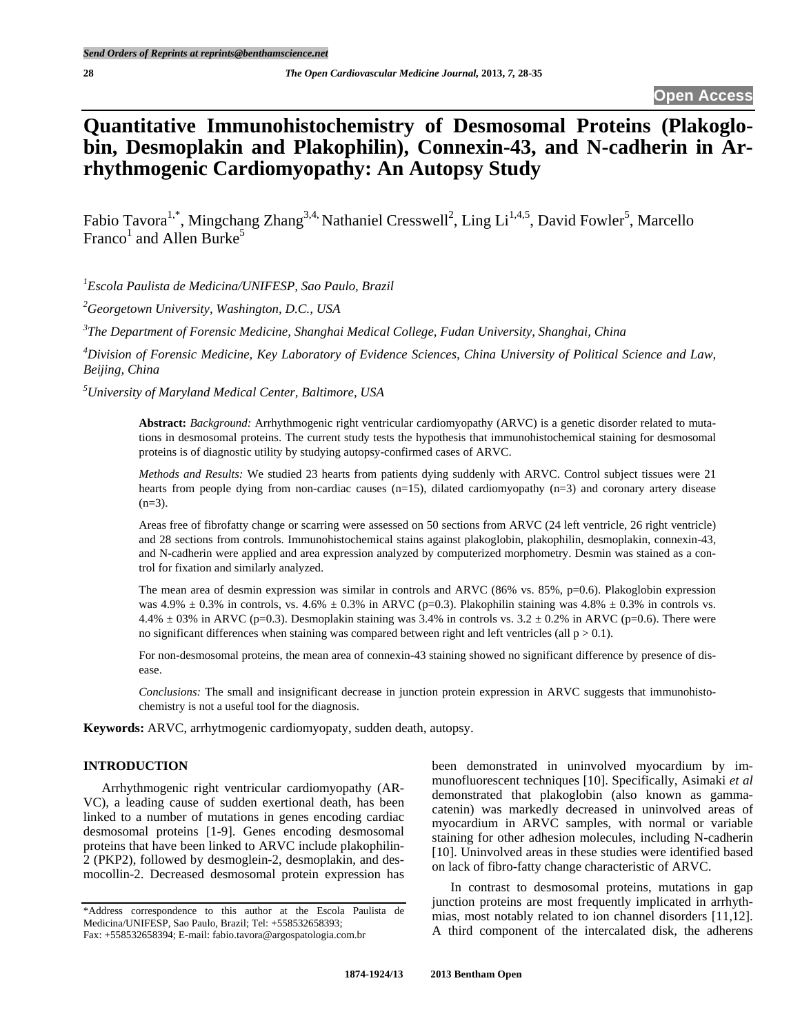# Quantitative Immunohistochemistry of Desmosomal Proteins (Plakoglobin, Desmoplakin and Plakophilin), Connexin-43, and N-cadherin in Arrhythmogenic Cardiomyopathy: An Autopsy Study

Fabio Tavora[1,*], Mingchang Zhang[3,4], Nathaniel Cresswell[2], Ling Li[1,4,5], David Fowler[5], Marcello Franco[1] and Allen Burke[5]

[1]*Escola Paulista de Medicina/UNIFESP, Sao Paulo, Brazil*

[2]*Georgetown University, Washington, D.C., USA*

[3]*The Department of Forensic Medicine, Shanghai Medical College, Fudan University, Shanghai, China*

[4]*Division of Forensic Medicine, Key Laboratory of Evidence Sciences, China University of Political Science and Law, Beijing, China*

[5]*University of Maryland Medical Center, Baltimore, USA*

**Abstract:** *Background:* Arrhythmogenic right ventricular cardiomyopathy (ARVC) is a genetic disorder related to mutations in desmosomal proteins. The current study tests the hypothesis that immunohistochemical staining for desmosomal proteins is of diagnostic utility by studying autopsy-confirmed cases of ARVC.

*Methods and Results:* We studied 23 hearts from patients dying suddenly with ARVC. Control subject tissues were 21 hearts from people dying from non-cardiac causes (n=15), dilated cardiomyopathy (n=3) and coronary artery disease (n=3).

Areas free of fibrofatty change or scarring were assessed on 50 sections from ARVC (24 left ventricle, 26 right ventricle) and 28 sections from controls. Immunohistochemical stains against plakoglobin, plakophilin, desmoplakin, connexin-43, and N-cadherin were applied and area expression analyzed by computerized morphometry. Desmin was stained as a control for fixation and similarly analyzed.

The mean area of desmin expression was similar in controls and ARVC (86% vs. 85%, p=0.6). Plakoglobin expression was 4.9% ± 0.3% in controls, vs. 4.6% ± 0.3% in ARVC (p=0.3). Plakophilin staining was 4.8% ± 0.3% in controls vs. 4.4% ± 03% in ARVC (p=0.3). Desmoplakin staining was 3.4% in controls vs. 3.2 ± 0.2% in ARVC (p=0.6). There were no significant differences when staining was compared between right and left ventricles (all p > 0.1).

For non-desmosomal proteins, the mean area of connexin-43 staining showed no significant difference by presence of disease.

*Conclusions:* The small and insignificant decrease in junction protein expression in ARVC suggests that immunohistochemistry is not a useful tool for the diagnosis.

**Keywords:** ARVC, arrhytmogenic cardiomyopaty, sudden death, autopsy.

## INTRODUCTION

Arrhythmogenic right ventricular cardiomyopathy (ARVC), a leading cause of sudden exertional death, has been linked to a number of mutations in genes encoding cardiac desmosomal proteins [1-9]. Genes encoding desmosomal proteins that have been linked to ARVC include plakophilin-2 (PKP2), followed by desmoglein-2, desmoplakin, and desmocollin-2. Decreased desmosomal protein expression has been demonstrated in uninvolved myocardium by immunofluorescent techniques [10]. Specifically, Asimaki *et al* demonstrated that plakoglobin (also known as gamma-catenin) was markedly decreased in uninvolved areas of myocardium in ARVC samples, with normal or variable staining for other adhesion molecules, including N-cadherin [10]. Uninvolved areas in these studies were identified based on lack of fibro-fatty change characteristic of ARVC.

In contrast to desmosomal proteins, mutations in gap junction proteins are most frequently implicated in arrhythmias, most notably related to ion channel disorders [11,12]. A third component of the intercalated disk, the adherens

*Address correspondence to this author at the Escola Paulista de Medicina/UNIFESP, Sao Paulo, Brazil; Tel: +558532658393; Fax: +558532658394; E-mail: fabio.tavora@argospatologia.com.br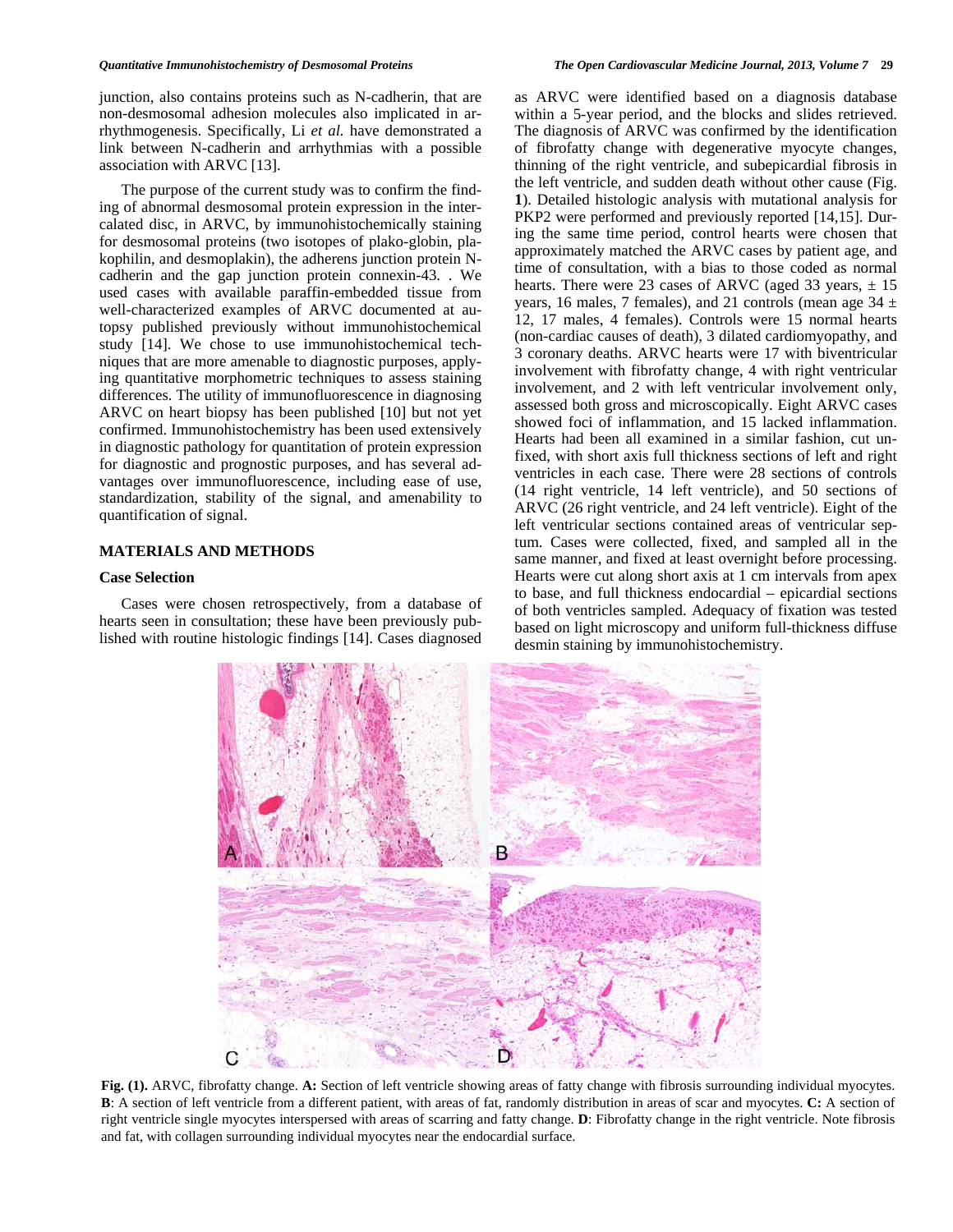junction, also contains proteins such as N-cadherin, that are non-desmosomal adhesion molecules also implicated in arrhythmogenesis. Specifically, Li *et al.* have demonstrated a link between N-cadherin and arrhythmias with a possible association with ARVC [13].

The purpose of the current study was to confirm the finding of abnormal desmosomal protein expression in the intercalated disc, in ARVC, by immunohistochemically staining for desmosomal proteins (two isotopes of plako-globin, plakophilin, and desmoplakin), the adherens junction protein N-cadherin and the gap junction protein connexin-43. . We used cases with available paraffin-embedded tissue from well-characterized examples of ARVC documented at autopsy published previously without immunohistochemical study [14]. We chose to use immunohistochemical techniques that are more amenable to diagnostic purposes, applying quantitative morphometric techniques to assess staining differences. The utility of immunofluorescence in diagnosing ARVC on heart biopsy has been published [10] but not yet confirmed. Immunohistochemistry has been used extensively in diagnostic pathology for quantitation of protein expression for diagnostic and prognostic purposes, and has several advantages over immunofluorescence, including ease of use, standardization, stability of the signal, and amenability to quantification of signal.

## MATERIALS AND METHODS

### Case Selection

Cases were chosen retrospectively, from a database of hearts seen in consultation; these have been previously published with routine histologic findings [14]. Cases diagnosed as ARVC were identified based on a diagnosis database within a 5-year period, and the blocks and slides retrieved. The diagnosis of ARVC was confirmed by the identification of fibrofatty change with degenerative myocyte changes, thinning of the right ventricle, and subepicardial fibrosis in the left ventricle, and sudden death without other cause (Fig. **1**). Detailed histologic analysis with mutational analysis for PKP2 were performed and previously reported [14,15]. During the same time period, control hearts were chosen that approximately matched the ARVC cases by patient age, and time of consultation, with a bias to those coded as normal hearts. There were 23 cases of ARVC (aged 33 years, ± 15 years, 16 males, 7 females), and 21 controls (mean age 34 ± 12, 17 males, 4 females). Controls were 15 normal hearts (non-cardiac causes of death), 3 dilated cardiomyopathy, and 3 coronary deaths. ARVC hearts were 17 with biventricular involvement with fibrofatty change, 4 with right ventricular involvement, and 2 with left ventricular involvement only, assessed both gross and microscopically. Eight ARVC cases showed foci of inflammation, and 15 lacked inflammation. Hearts had been all examined in a similar fashion, cut unfixed, with short axis full thickness sections of left and right ventricles in each case. There were 28 sections of controls (14 right ventricle, 14 left ventricle), and 50 sections of ARVC (26 right ventricle, and 24 left ventricle). Eight of the left ventricular sections contained areas of ventricular septum. Cases were collected, fixed, and sampled all in the same manner, and fixed at least overnight before processing. Hearts were cut along short axis at 1 cm intervals from apex to base, and full thickness endocardial – epicardial sections of both ventricles sampled. Adequacy of fixation was tested based on light microscopy and uniform full-thickness diffuse desmin staining by immunohistochemistry.

**Fig. (1).** ARVC, fibrofatty change. **A:** Section of left ventricle showing areas of fatty change with fibrosis surrounding individual myocytes. **B**: A section of left ventricle from a different patient, with areas of fat, randomly distribution in areas of scar and myocytes. **C:** A section of right ventricle single myocytes interspersed with areas of scarring and fatty change. **D**: Fibrofatty change in the right ventricle. Note fibrosis and fat, with collagen surrounding individual myocytes near the endocardial surface.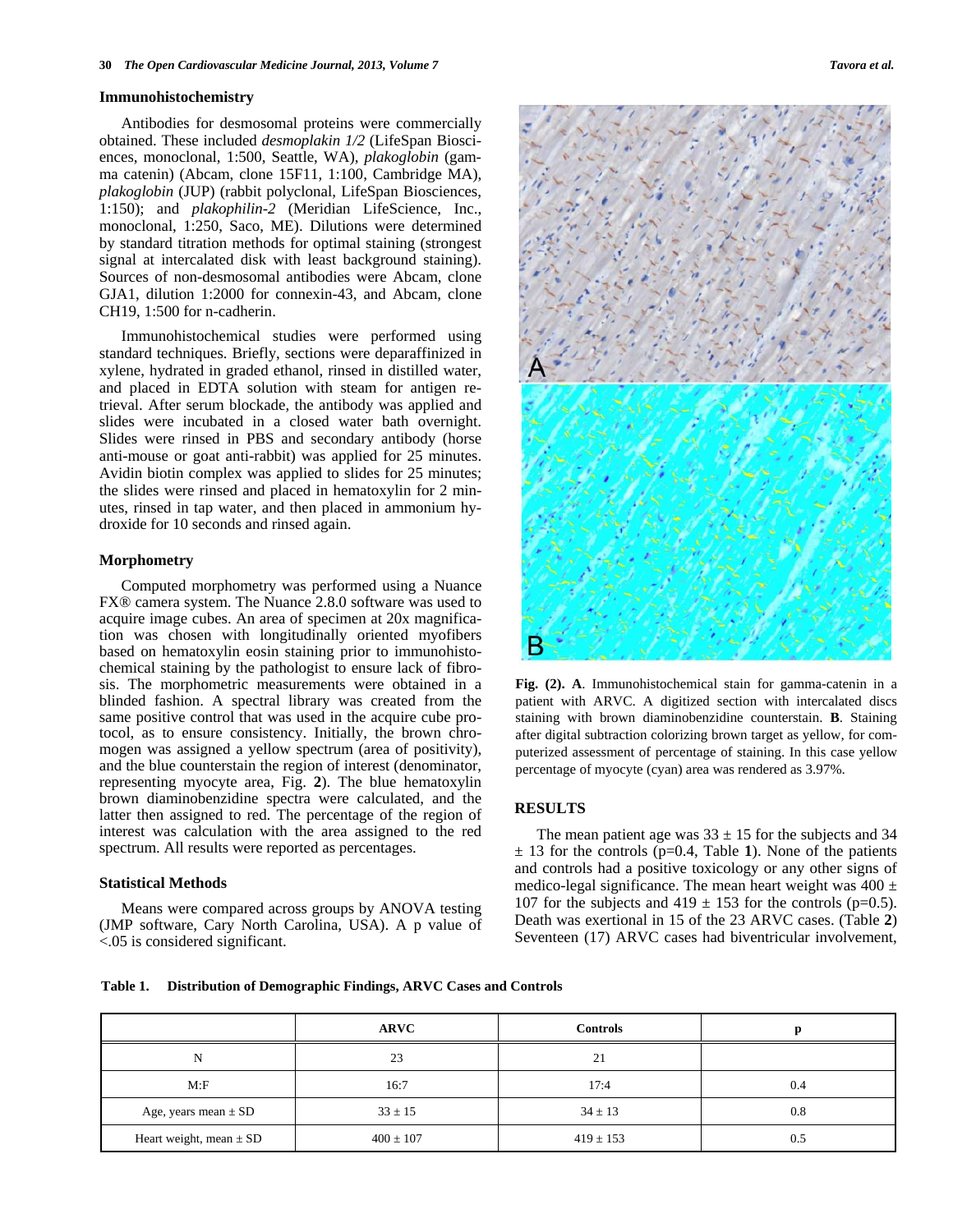### Immunohistochemistry

Antibodies for desmosomal proteins were commercially obtained. These included *desmoplakin 1/2* (LifeSpan Biosciences, monoclonal, 1:500, Seattle, WA), *plakoglobin* (gamma catenin) (Abcam, clone 15F11, 1:100, Cambridge MA), *plakoglobin* (JUP) (rabbit polyclonal, LifeSpan Biosciences, 1:150); and *plakophilin-2* (Meridian LifeScience, Inc., monoclonal, 1:250, Saco, ME). Dilutions were determined by standard titration methods for optimal staining (strongest signal at intercalated disk with least background staining). Sources of non-desmosomal antibodies were Abcam, clone GJA1, dilution 1:2000 for connexin-43, and Abcam, clone CH19, 1:500 for n-cadherin.

Immunohistochemical studies were performed using standard techniques. Briefly, sections were deparaffinized in xylene, hydrated in graded ethanol, rinsed in distilled water, and placed in EDTA solution with steam for antigen retrieval. After serum blockade, the antibody was applied and slides were incubated in a closed water bath overnight. Slides were rinsed in PBS and secondary antibody (horse anti-mouse or goat anti-rabbit) was applied for 25 minutes. Avidin biotin complex was applied to slides for 25 minutes; the slides were rinsed and placed in hematoxylin for 2 minutes, rinsed in tap water, and then placed in ammonium hydroxide for 10 seconds and rinsed again.

### Morphometry

Computed morphometry was performed using a Nuance FX® camera system. The Nuance 2.8.0 software was used to acquire image cubes. An area of specimen at 20x magnification was chosen with longitudinally oriented myofibers based on hematoxylin eosin staining prior to immunohistochemical staining by the pathologist to ensure lack of fibrosis. The morphometric measurements were obtained in a blinded fashion. A spectral library was created from the same positive control that was used in the acquire cube protocol, as to ensure consistency. Initially, the brown chromogen was assigned a yellow spectrum (area of positivity), and the blue counterstain the region of interest (denominator, representing myocyte area, Fig. **2**). The blue hematoxylin brown diaminobenzidine spectra were calculated, and the latter then assigned to red. The percentage of the region of interest was calculation with the area assigned to the red spectrum. All results were reported as percentages.

### Statistical Methods

Means were compared across groups by ANOVA testing (JMP software, Cary North Carolina, USA). A p value of <.05 is considered significant.

**Fig. (2). A**. Immunohistochemical stain for gamma-catenin in a patient with ARVC. A digitized section with intercalated discs staining with brown diaminobenzidine counterstain. **B**. Staining after digital subtraction colorizing brown target as yellow, for computerized assessment of percentage of staining. In this case yellow percentage of myocyte (cyan) area was rendered as 3.97%.

## RESULTS

The mean patient age was 33 ± 15 for the subjects and 34 ± 13 for the controls (p=0.4, Table **1**). None of the patients and controls had a positive toxicology or any other signs of medico-legal significance. The mean heart weight was 400 ± 107 for the subjects and 419 ± 153 for the controls (p=0.5). Death was exertional in 15 of the 23 ARVC cases. (Table **2**) Seventeen (17) ARVC cases had biventricular involvement,

**Table 1. Distribution of Demographic Findings, ARVC Cases and Controls**

| | ARVC | Controls | p |
|---|---|---|---|
| N | 23 | 21 | |
| M:F | 16:7 | 17:4 | 0.4 |
| Age, years mean ± SD | 33 ± 15 | 34 ± 13 | 0.8 |
| Heart weight, mean ± SD | 400 ± 107 | 419 ± 153 | 0.5 |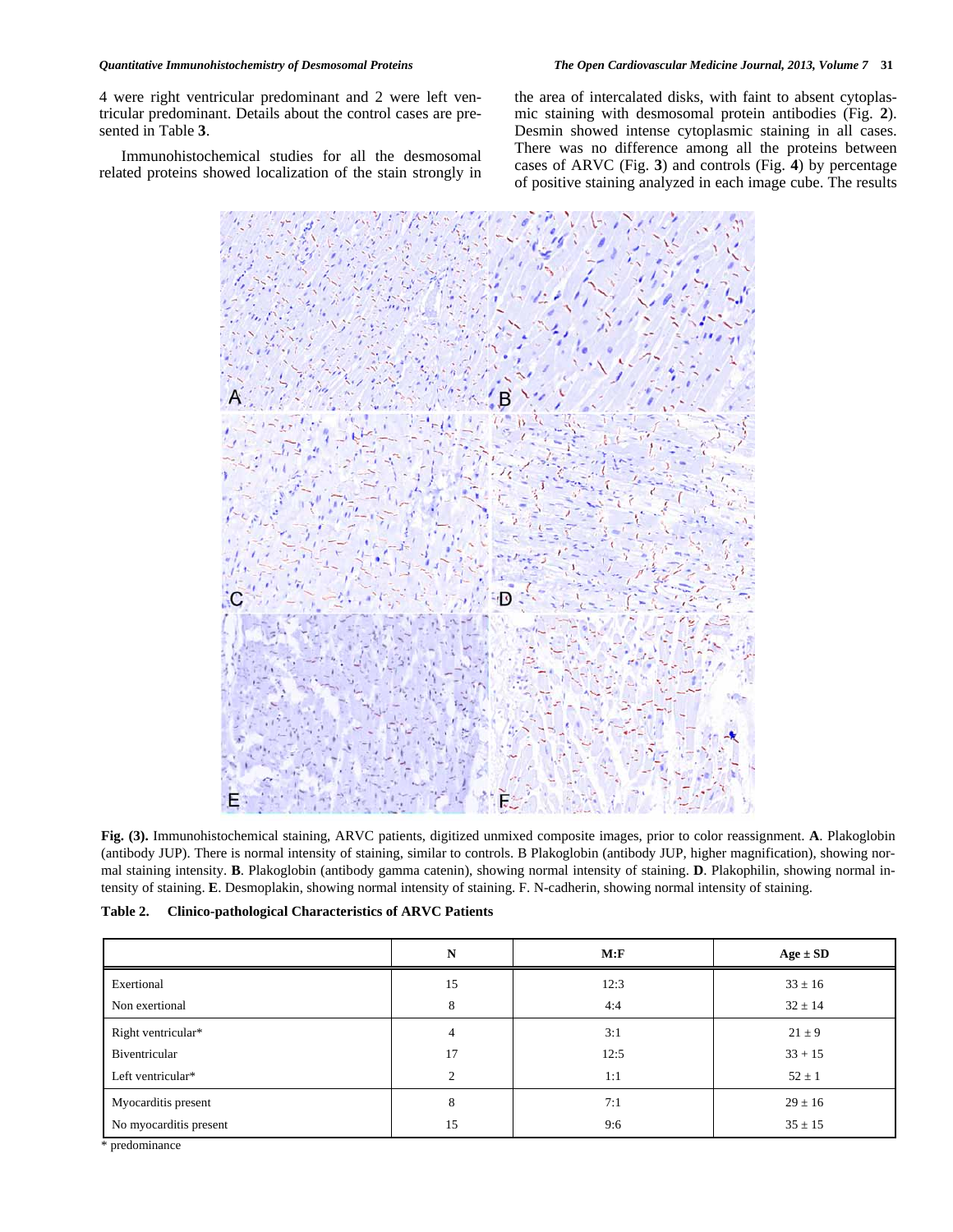4 were right ventricular predominant and 2 were left ventricular predominant. Details about the control cases are presented in Table **3**.

Immunohistochemical studies for all the desmosomal related proteins showed localization of the stain strongly in the area of intercalated disks, with faint to absent cytoplasmic staining with desmosomal protein antibodies (Fig. **2**). Desmin showed intense cytoplasmic staining in all cases. There was no difference among all the proteins between cases of ARVC (Fig. **3**) and controls (Fig. **4**) by percentage of positive staining analyzed in each image cube. The results

**Fig. (3).** Immunohistochemical staining, ARVC patients, digitized unmixed composite images, prior to color reassignment. **A**. Plakoglobin (antibody JUP). There is normal intensity of staining, similar to controls. B Plakoglobin (antibody JUP, higher magnification), showing normal staining intensity. **B**. Plakoglobin (antibody gamma catenin), showing normal intensity of staining. **D**. Plakophilin, showing normal intensity of staining. **E**. Desmoplakin, showing normal intensity of staining. F. N-cadherin, showing normal intensity of staining.

**Table 2. Clinico-pathological Characteristics of ARVC Patients**

| | N | M:F | Age ± SD |
|---|---|---|---|
| Exertional | 15 | 12:3 | 33 ± 16 |
| Non exertional | 8 | 4:4 | 32 ± 14 |
| Right ventricular* | 4 | 3:1 | 21 ± 9 |
| Biventricular | 17 | 12:5 | 33 + 15 |
| Left ventricular* | 2 | 1:1 | 52 ± 1 |
| Myocarditis present | 8 | 7:1 | 29 ± 16 |
| No myocarditis present | 15 | 9:6 | 35 ± 15 |

* predominance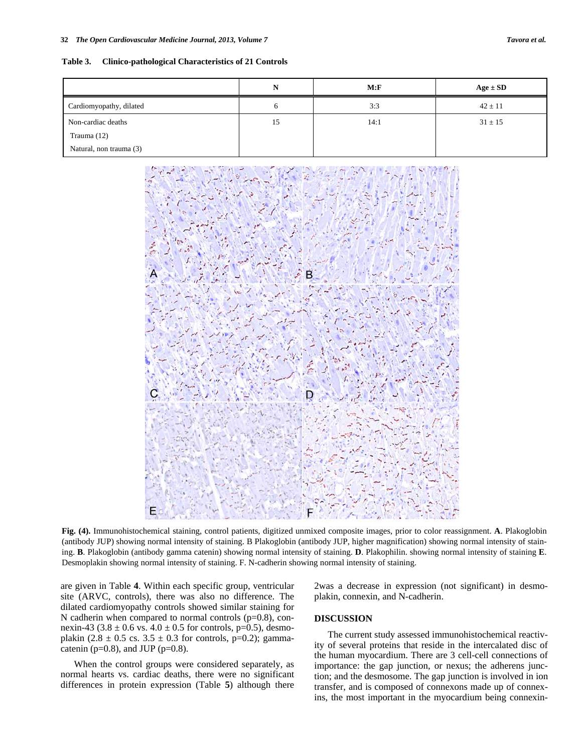**Table 3. Clinico-pathological Characteristics of 21 Controls**

| | N | M:F | Age ± SD |
|---|---|---|---|
| Cardiomyopathy, dilated | 6 | 3:3 | 42 ± 11 |
| Non-cardiac deaths<br>Trauma (12)<br>Natural, non trauma (3) | 15 | 14:1 | 31 ± 15 |

**Fig. (4).** Immunohistochemical staining, control patients, digitized unmixed composite images, prior to color reassignment. **A**. Plakoglobin (antibody JUP) showing normal intensity of staining. B Plakoglobin (antibody JUP, higher magnification) showing normal intensity of staining. **B**. Plakoglobin (antibody gamma catenin) showing normal intensity of staining. **D**. Plakophilin. showing normal intensity of staining **E**. Desmoplakin showing normal intensity of staining. F. N-cadherin showing normal intensity of staining.

are given in Table **4**. Within each specific group, ventricular site (ARVC, controls), there was also no difference. The dilated cardiomyopathy controls showed similar staining for N cadherin when compared to normal controls (p=0.8), connexin-43 (3.8 ± 0.6 vs. 4.0 ± 0.5 for controls, p=0.5), desmoplakin (2.8 ± 0.5 cs. 3.5 ± 0.3 for controls, p=0.2); gamma-catenin (p=0.8), and JUP (p=0.8).

When the control groups were considered separately, as normal hearts vs. cardiac deaths, there were no significant differences in protein expression (Table **5**) although there 2was a decrease in expression (not significant) in desmoplakin, connexin, and N-cadherin.

## DISCUSSION

The current study assessed immunohistochemical reactivity of several proteins that reside in the intercalated disc of the human myocardium. There are 3 cell-cell connections of importance: the gap junction, or nexus; the adherens junction; and the desmosome. The gap junction is involved in ion transfer, and is composed of connexons made up of connexins, the most important in the myocardium being connexin-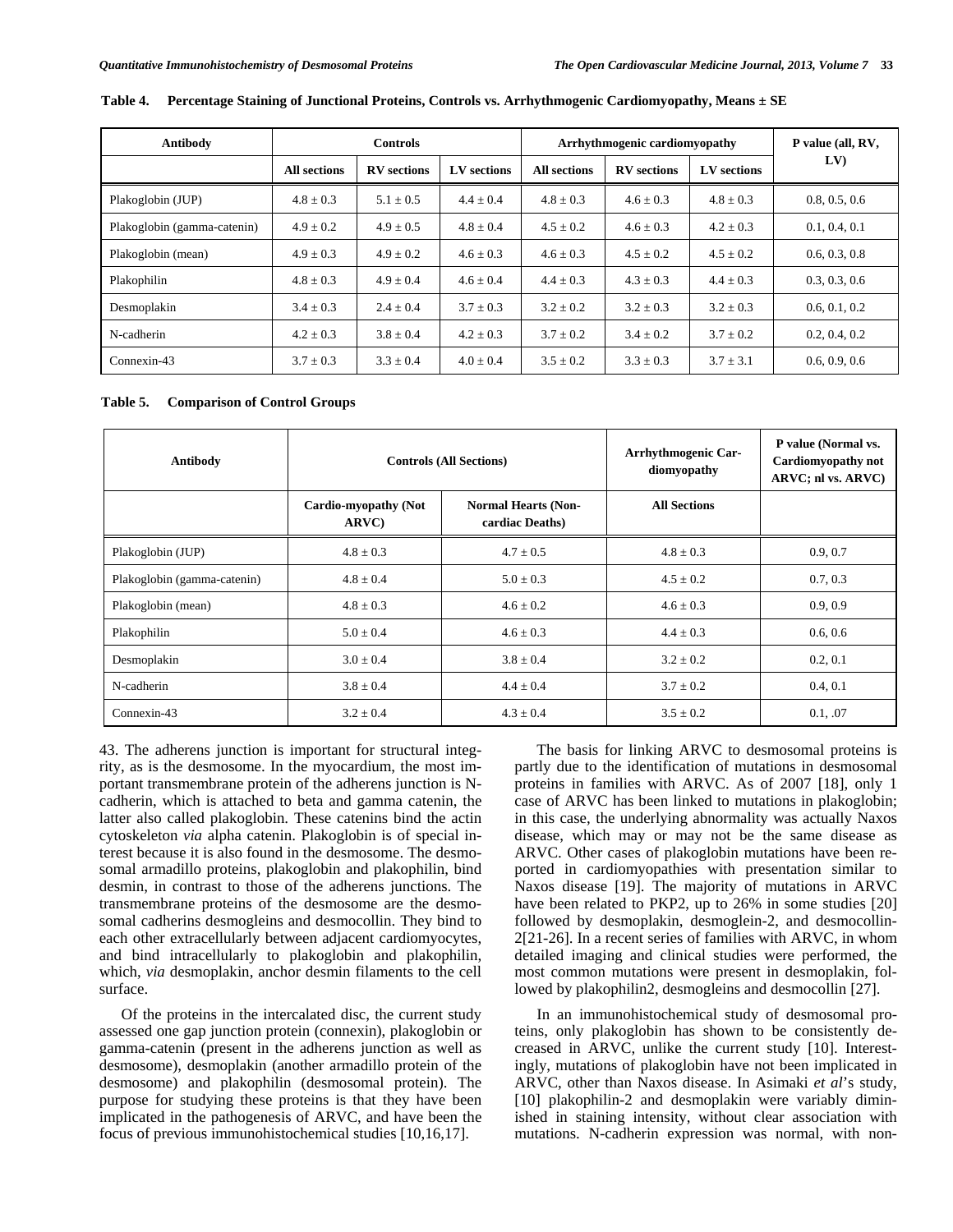**Table 4. Percentage Staining of Junctional Proteins, Controls vs. Arrhythmogenic Cardiomyopathy, Means ± SE**

| Antibody | Controls | | | Arrhythmogenic cardiomyopathy | | | P value (all, RV, LV) |
|---|---|---|---|---|---|---|---|
| | All sections | RV sections | LV sections | All sections | RV sections | LV sections | |
| Plakoglobin (JUP) | 4.8 ± 0.3 | 5.1 ± 0.5 | 4.4 ± 0.4 | 4.8 ± 0.3 | 4.6 ± 0.3 | 4.8 ± 0.3 | 0.8, 0.5, 0.6 |
| Plakoglobin (gamma-catenin) | 4.9 ± 0.2 | 4.9 ± 0.5 | 4.8 ± 0.4 | 4.5 ± 0.2 | 4.6 ± 0.3 | 4.2 ± 0.3 | 0.1, 0.4, 0.1 |
| Plakoglobin (mean) | 4.9 ± 0.3 | 4.9 ± 0.2 | 4.6 ± 0.3 | 4.6 ± 0.3 | 4.5 ± 0.2 | 4.5 ± 0.2 | 0.6, 0.3, 0.8 |
| Plakophilin | 4.8 ± 0.3 | 4.9 ± 0.4 | 4.6 ± 0.4 | 4.4 ± 0.3 | 4.3 ± 0.3 | 4.4 ± 0.3 | 0.3, 0.3, 0.6 |
| Desmoplakin | 3.4 ± 0.3 | 2.4 ± 0.4 | 3.7 ± 0.3 | 3.2 ± 0.2 | 3.2 ± 0.3 | 3.2 ± 0.3 | 0.6, 0.1, 0.2 |
| N-cadherin | 4.2 ± 0.3 | 3.8 ± 0.4 | 4.2 ± 0.3 | 3.7 ± 0.2 | 3.4 ± 0.2 | 3.7 ± 0.2 | 0.2, 0.4, 0.2 |
| Connexin-43 | 3.7 ± 0.3 | 3.3 ± 0.4 | 4.0 ± 0.4 | 3.5 ± 0.2 | 3.3 ± 0.3 | 3.7 ± 3.1 | 0.6, 0.9, 0.6 |

**Table 5. Comparison of Control Groups**

| Antibody | Controls (All Sections) | | Arrhythmogenic Cardiomyopathy | P value (Normal vs. Cardiomyopathy not ARVC; nl vs. ARVC) |
|---|---|---|---|---|
| | Cardio-myopathy (Not ARVC) | Normal Hearts (Non-cardiac Deaths) | All Sections | |
| Plakoglobin (JUP) | 4.8 ± 0.3 | 4.7 ± 0.5 | 4.8 ± 0.3 | 0.9, 0.7 |
| Plakoglobin (gamma-catenin) | 4.8 ± 0.4 | 5.0 ± 0.3 | 4.5 ± 0.2 | 0.7, 0.3 |
| Plakoglobin (mean) | 4.8 ± 0.3 | 4.6 ± 0.2 | 4.6 ± 0.3 | 0.9, 0.9 |
| Plakophilin | 5.0 ± 0.4 | 4.6 ± 0.3 | 4.4 ± 0.3 | 0.6, 0.6 |
| Desmoplakin | 3.0 ± 0.4 | 3.8 ± 0.4 | 3.2 ± 0.2 | 0.2, 0.1 |
| N-cadherin | 3.8 ± 0.4 | 4.4 ± 0.4 | 3.7 ± 0.2 | 0.4, 0.1 |
| Connexin-43 | 3.2 ± 0.4 | 4.3 ± 0.4 | 3.5 ± 0.2 | 0.1, .07 |

43. The adherens junction is important for structural integrity, as is the desmosome. In the myocardium, the most important transmembrane protein of the adherens junction is N-cadherin, which is attached to beta and gamma catenin, the latter also called plakoglobin. These catenins bind the actin cytoskeleton *via* alpha catenin. Plakoglobin is of special interest because it is also found in the desmosome. The desmosomal armadillo proteins, plakoglobin and plakophilin, bind desmin, in contrast to those of the adherens junctions. The transmembrane proteins of the desmosome are the desmosomal cadherins desmogleins and desmocollin. They bind to each other extracellularly between adjacent cardiomyocytes, and bind intracellularly to plakoglobin and plakophilin, which, *via* desmoplakin, anchor desmin filaments to the cell surface.

Of the proteins in the intercalated disc, the current study assessed one gap junction protein (connexin), plakoglobin or gamma-catenin (present in the adherens junction as well as desmosome), desmoplakin (another armadillo protein of the desmosome) and plakophilin (desmosomal protein). The purpose for studying these proteins is that they have been implicated in the pathogenesis of ARVC, and have been the focus of previous immunohistochemical studies [10,16,17].

The basis for linking ARVC to desmosomal proteins is partly due to the identification of mutations in desmosomal proteins in families with ARVC. As of 2007 [18], only 1 case of ARVC has been linked to mutations in plakoglobin; in this case, the underlying abnormality was actually Naxos disease, which may or may not be the same disease as ARVC. Other cases of plakoglobin mutations have been reported in cardiomyopathies with presentation similar to Naxos disease [19]. The majority of mutations in ARVC have been related to PKP2, up to 26% in some studies [20] followed by desmoplakin, desmoglein-2, and desmocollin-2[21-26]. In a recent series of families with ARVC, in whom detailed imaging and clinical studies were performed, the most common mutations were present in desmoplakin, followed by plakophilin2, desmogleins and desmocollin [27].

In an immunohistochemical study of desmosomal proteins, only plakoglobin has shown to be consistently decreased in ARVC, unlike the current study [10]. Interestingly, mutations of plakoglobin have not been implicated in ARVC, other than Naxos disease. In Asimaki *et al*'s study, [10] plakophilin-2 and desmoplakin were variably diminished in staining intensity, without clear association with mutations. N-cadherin expression was normal, with non-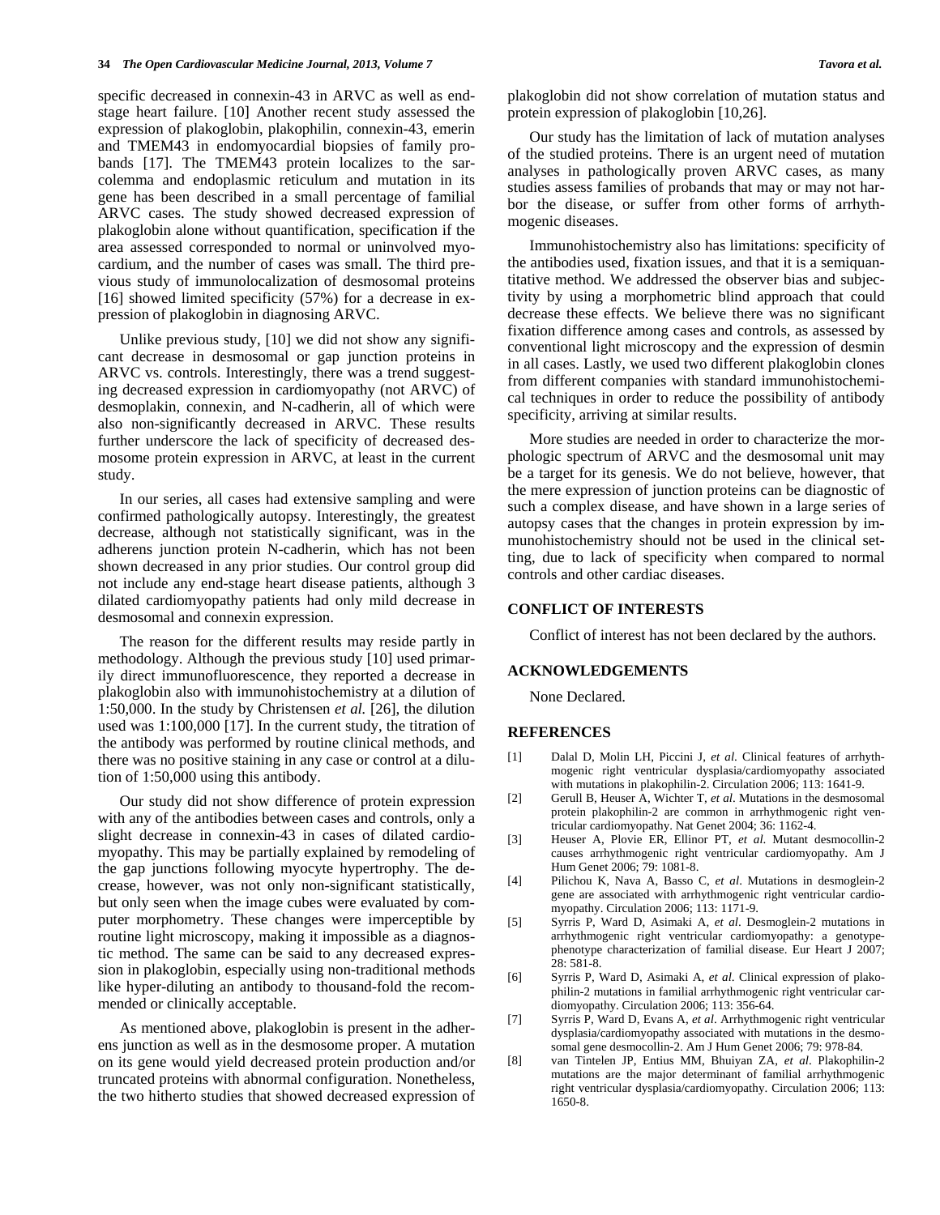specific decreased in connexin-43 in ARVC as well as end-stage heart failure. [10] Another recent study assessed the expression of plakoglobin, plakophilin, connexin-43, emerin and TMEM43 in endomyocardial biopsies of family probands [17]. The TMEM43 protein localizes to the sarcolemma and endoplasmic reticulum and mutation in its gene has been described in a small percentage of familial ARVC cases. The study showed decreased expression of plakoglobin alone without quantification, specification if the area assessed corresponded to normal or uninvolved myocardium, and the number of cases was small. The third previous study of immunolocalization of desmosomal proteins [16] showed limited specificity (57%) for a decrease in expression of plakoglobin in diagnosing ARVC.

Unlike previous study, [10] we did not show any significant decrease in desmosomal or gap junction proteins in ARVC vs. controls. Interestingly, there was a trend suggesting decreased expression in cardiomyopathy (not ARVC) of desmoplakin, connexin, and N-cadherin, all of which were also non-significantly decreased in ARVC. These results further underscore the lack of specificity of decreased desmosome protein expression in ARVC, at least in the current study.

In our series, all cases had extensive sampling and were confirmed pathologically autopsy. Interestingly, the greatest decrease, although not statistically significant, was in the adherens junction protein N-cadherin, which has not been shown decreased in any prior studies. Our control group did not include any end-stage heart disease patients, although 3 dilated cardiomyopathy patients had only mild decrease in desmosomal and connexin expression.

The reason for the different results may reside partly in methodology. Although the previous study [10] used primarily direct immunofluorescence, they reported a decrease in plakoglobin also with immunohistochemistry at a dilution of 1:50,000. In the study by Christensen *et al.* [26], the dilution used was 1:100,000 [17]. In the current study, the titration of the antibody was performed by routine clinical methods, and there was no positive staining in any case or control at a dilution of 1:50,000 using this antibody.

Our study did not show difference of protein expression with any of the antibodies between cases and controls, only a slight decrease in connexin-43 in cases of dilated cardiomyopathy. This may be partially explained by remodeling of the gap junctions following myocyte hypertrophy. The decrease, however, was not only non-significant statistically, but only seen when the image cubes were evaluated by computer morphometry. These changes were imperceptible by routine light microscopy, making it impossible as a diagnostic method. The same can be said to any decreased expression in plakoglobin, especially using non-traditional methods like hyper-diluting an antibody to thousand-fold the recommended or clinically acceptable.

As mentioned above, plakoglobin is present in the adherens junction as well as in the desmosome proper. A mutation on its gene would yield decreased protein production and/or truncated proteins with abnormal configuration. Nonetheless, the two hitherto studies that showed decreased expression of plakoglobin did not show correlation of mutation status and protein expression of plakoglobin [10,26].

Our study has the limitation of lack of mutation analyses of the studied proteins. There is an urgent need of mutation analyses in pathologically proven ARVC cases, as many studies assess families of probands that may or may not harbor the disease, or suffer from other forms of arrhythmogenic diseases.

Immunohistochemistry also has limitations: specificity of the antibodies used, fixation issues, and that it is a semiquantitative method. We addressed the observer bias and subjectivity by using a morphometric blind approach that could decrease these effects. We believe there was no significant fixation difference among cases and controls, as assessed by conventional light microscopy and the expression of desmin in all cases. Lastly, we used two different plakoglobin clones from different companies with standard immunohistochemical techniques in order to reduce the possibility of antibody specificity, arriving at similar results.

More studies are needed in order to characterize the morphologic spectrum of ARVC and the desmosomal unit may be a target for its genesis. We do not believe, however, that the mere expression of junction proteins can be diagnostic of such a complex disease, and have shown in a large series of autopsy cases that the changes in protein expression by immunohistochemistry should not be used in the clinical setting, due to lack of specificity when compared to normal controls and other cardiac diseases.

## CONFLICT OF INTERESTS

Conflict of interest has not been declared by the authors.

## ACKNOWLEDGEMENTS

None Declared.

## REFERENCES

[1] Dalal D, Molin LH, Piccini J, *et al.* Clinical features of arrhythmogenic right ventricular dysplasia/cardiomyopathy associated with mutations in plakophilin-2. Circulation 2006; 113: 1641-9.

[2] Gerull B, Heuser A, Wichter T, *et al.* Mutations in the desmosomal protein plakophilin-2 are common in arrhythmogenic right ventricular cardiomyopathy. Nat Genet 2004; 36: 1162-4.

[3] Heuser A, Plovie ER, Ellinor PT, *et al.* Mutant desmocollin-2 causes arrhythmogenic right ventricular cardiomyopathy. Am J Hum Genet 2006; 79: 1081-8.

[4] Pilichou K, Nava A, Basso C, *et al.* Mutations in desmoglein-2 gene are associated with arrhythmogenic right ventricular cardiomyopathy. Circulation 2006; 113: 1171-9.

[5] Syrris P, Ward D, Asimaki A, *et al.* Desmoglein-2 mutations in arrhythmogenic right ventricular cardiomyopathy: a genotype-phenotype characterization of familial disease. Eur Heart J 2007; 28: 581-8.

[6] Syrris P, Ward D, Asimaki A, *et al.* Clinical expression of plakophilin-2 mutations in familial arrhythmogenic right ventricular cardiomyopathy. Circulation 2006; 113: 356-64.

[7] Syrris P, Ward D, Evans A, *et al.* Arrhythmogenic right ventricular dysplasia/cardiomyopathy associated with mutations in the desmosomal gene desmocollin-2. Am J Hum Genet 2006; 79: 978-84.

[8] van Tintelen JP, Entius MM, Bhuiyan ZA, *et al.* Plakophilin-2 mutations are the major determinant of familial arrhythmogenic right ventricular dysplasia/cardiomyopathy. Circulation 2006; 113: 1650-8.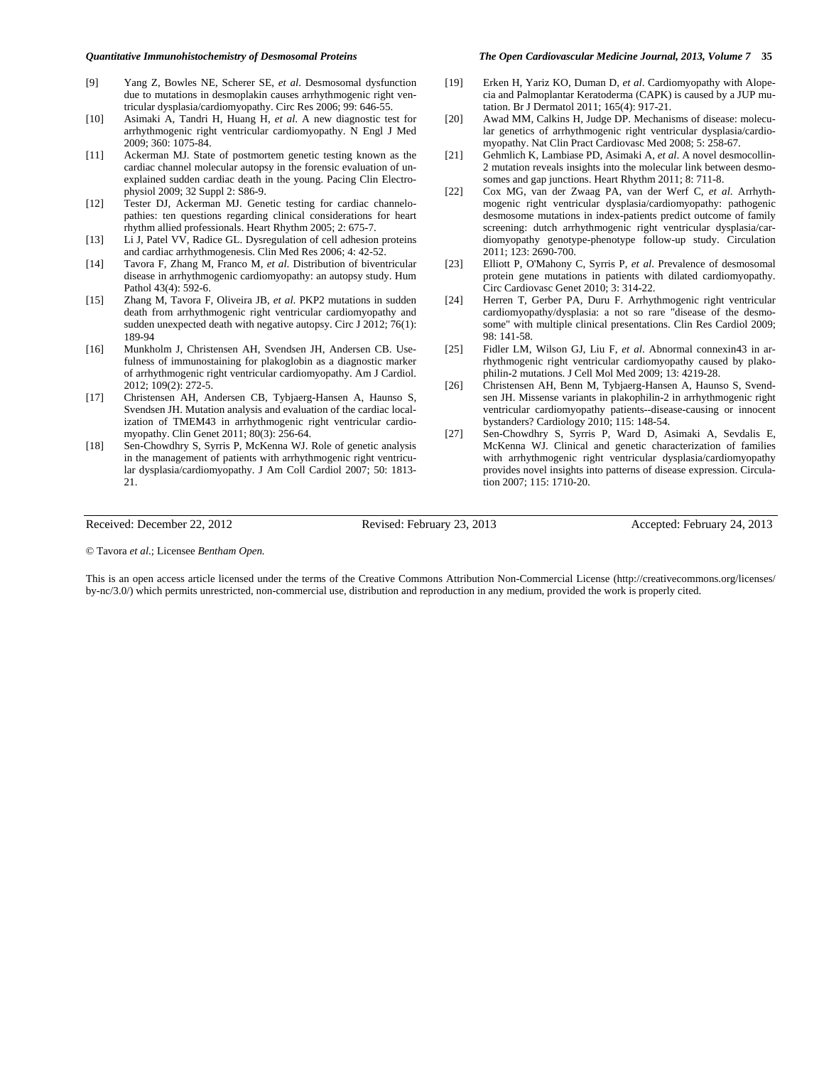[9] Yang Z, Bowles NE, Scherer SE, *et al*. Desmosomal dysfunction due to mutations in desmoplakin causes arrhythmogenic right ventricular dysplasia/cardiomyopathy. Circ Res 2006; 99: 646-55.

[10] Asimaki A, Tandri H, Huang H, *et al*. A new diagnostic test for arrhythmogenic right ventricular cardiomyopathy. N Engl J Med 2009; 360: 1075-84.

[11] Ackerman MJ. State of postmortem genetic testing known as the cardiac channel molecular autopsy in the forensic evaluation of unexplained sudden cardiac death in the young. Pacing Clin Electrophysiol 2009; 32 Suppl 2: S86-9.

[12] Tester DJ, Ackerman MJ. Genetic testing for cardiac channelopathies: ten questions regarding clinical considerations for heart rhythm allied professionals. Heart Rhythm 2005; 2: 675-7.

[13] Li J, Patel VV, Radice GL. Dysregulation of cell adhesion proteins and cardiac arrhythmogenesis. Clin Med Res 2006; 4: 42-52.

[14] Tavora F, Zhang M, Franco M, *et al*. Distribution of biventricular disease in arrhythmogenic cardiomyopathy: an autopsy study. Hum Pathol 43(4): 592-6.

[15] Zhang M, Tavora F, Oliveira JB, *et al*. PKP2 mutations in sudden death from arrhythmogenic right ventricular cardiomyopathy and sudden unexpected death with negative autopsy. Circ J 2012; 76(1): 189-94

[16] Munkholm J, Christensen AH, Svendsen JH, Andersen CB. Usefulness of immunostaining for plakoglobin as a diagnostic marker of arrhythmogenic right ventricular cardiomyopathy. Am J Cardiol. 2012; 109(2): 272-5.

[17] Christensen AH, Andersen CB, Tybjaerg-Hansen A, Haunso S, Svendsen JH. Mutation analysis and evaluation of the cardiac localization of TMEM43 in arrhythmogenic right ventricular cardiomyopathy. Clin Genet 2011; 80(3): 256-64.

[18] Sen-Chowdhry S, Syrris P, McKenna WJ. Role of genetic analysis in the management of patients with arrhythmogenic right ventricular dysplasia/cardiomyopathy. J Am Coll Cardiol 2007; 50: 1813-21.

[19] Erken H, Yariz KO, Duman D, *et al*. Cardiomyopathy with Alopecia and Palmoplantar Keratoderma (CAPK) is caused by a JUP mutation. Br J Dermatol 2011; 165(4): 917-21.

[20] Awad MM, Calkins H, Judge DP. Mechanisms of disease: molecular genetics of arrhythmogenic right ventricular dysplasia/cardiomyopathy. Nat Clin Pract Cardiovasc Med 2008; 5: 258-67.

[21] Gehmlich K, Lambiase PD, Asimaki A, *et al*. A novel desmocollin-2 mutation reveals insights into the molecular link between desmosomes and gap junctions. Heart Rhythm 2011; 8: 711-8.

[22] Cox MG, van der Zwaag PA, van der Werf C, *et al*. Arrhythmogenic right ventricular dysplasia/cardiomyopathy: pathogenic desmosome mutations in index-patients predict outcome of family screening: dutch arrhythmogenic right ventricular dysplasia/cardiomyopathy genotype-phenotype follow-up study. Circulation 2011; 123: 2690-700.

[23] Elliott P, O'Mahony C, Syrris P, *et al*. Prevalence of desmosomal protein gene mutations in patients with dilated cardiomyopathy. Circ Cardiovasc Genet 2010; 3: 314-22.

[24] Herren T, Gerber PA, Duru F. Arrhythmogenic right ventricular cardiomyopathy/dysplasia: a not so rare "disease of the desmosome" with multiple clinical presentations. Clin Res Cardiol 2009; 98: 141-58.

[25] Fidler LM, Wilson GJ, Liu F, *et al*. Abnormal connexin43 in arrhythmogenic right ventricular cardiomyopathy caused by plakophilin-2 mutations. J Cell Mol Med 2009; 13: 4219-28.

[26] Christensen AH, Benn M, Tybjaerg-Hansen A, Haunso S, Svendsen JH. Missense variants in plakophilin-2 in arrhythmogenic right ventricular cardiomyopathy patients--disease-causing or innocent bystanders? Cardiology 2010; 115: 148-54.

[27] Sen-Chowdhry S, Syrris P, Ward D, Asimaki A, Sevdalis E, McKenna WJ. Clinical and genetic characterization of families with arrhythmogenic right ventricular dysplasia/cardiomyopathy provides novel insights into patterns of disease expression. Circulation 2007; 115: 1710-20.

Received: December 22, 2012     Revised: February 23, 2013     Accepted: February 24, 2013

© Tavora *et al*.; Licensee *Bentham Open.*

This is an open access article licensed under the terms of the Creative Commons Attribution Non-Commercial License (http://creativecommons.org/licenses/by-nc/3.0/) which permits unrestricted, non-commercial use, distribution and reproduction in any medium, provided the work is properly cited.